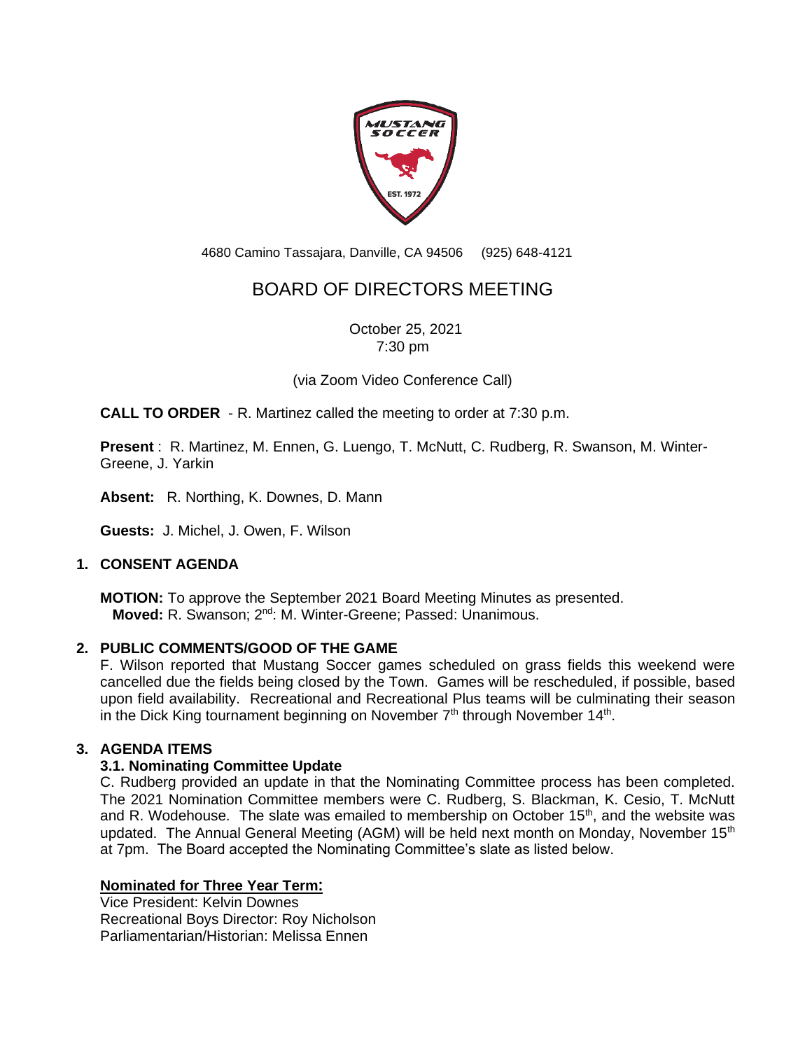4680 Camino Tassajara, Danville, CA 94506 (925) 648-4121

# BOARD OF DIRECTORS MEETING

October 25, 2021
7:30 pm

(via Zoom Video Conference Call)

**CALL TO ORDER** - R. Martinez called the meeting to order at 7:30 p.m.

**Present** : R. Martinez, M. Ennen, G. Luengo, T. McNutt, C. Rudberg, R. Swanson, M. Winter-Greene, J. Yarkin

**Absent:** R. Northing, K. Downes, D. Mann

**Guests:** J. Michel, J. Owen, F. Wilson

## 1. CONSENT AGENDA

**MOTION:** To approve the September 2021 Board Meeting Minutes as presented.
**Moved:** R. Swanson; 2nd: M. Winter-Greene; Passed: Unanimous.

## 2. PUBLIC COMMENTS/GOOD OF THE GAME

F. Wilson reported that Mustang Soccer games scheduled on grass fields this weekend were cancelled due the fields being closed by the Town. Games will be rescheduled, if possible, based upon field availability. Recreational and Recreational Plus teams will be culminating their season in the Dick King tournament beginning on November 7th through November 14th.

## 3. AGENDA ITEMS

### 3.1. Nominating Committee Update

C. Rudberg provided an update in that the Nominating Committee process has been completed. The 2021 Nomination Committee members were C. Rudberg, S. Blackman, K. Cesio, T. McNutt and R. Wodehouse. The slate was emailed to membership on October 15th, and the website was updated. The Annual General Meeting (AGM) will be held next month on Monday, November 15th at 7pm. The Board accepted the Nominating Committee's slate as listed below.

**Nominated for Three Year Term:**

Vice President: Kelvin Downes
Recreational Boys Director: Roy Nicholson
Parliamentarian/Historian: Melissa Ennen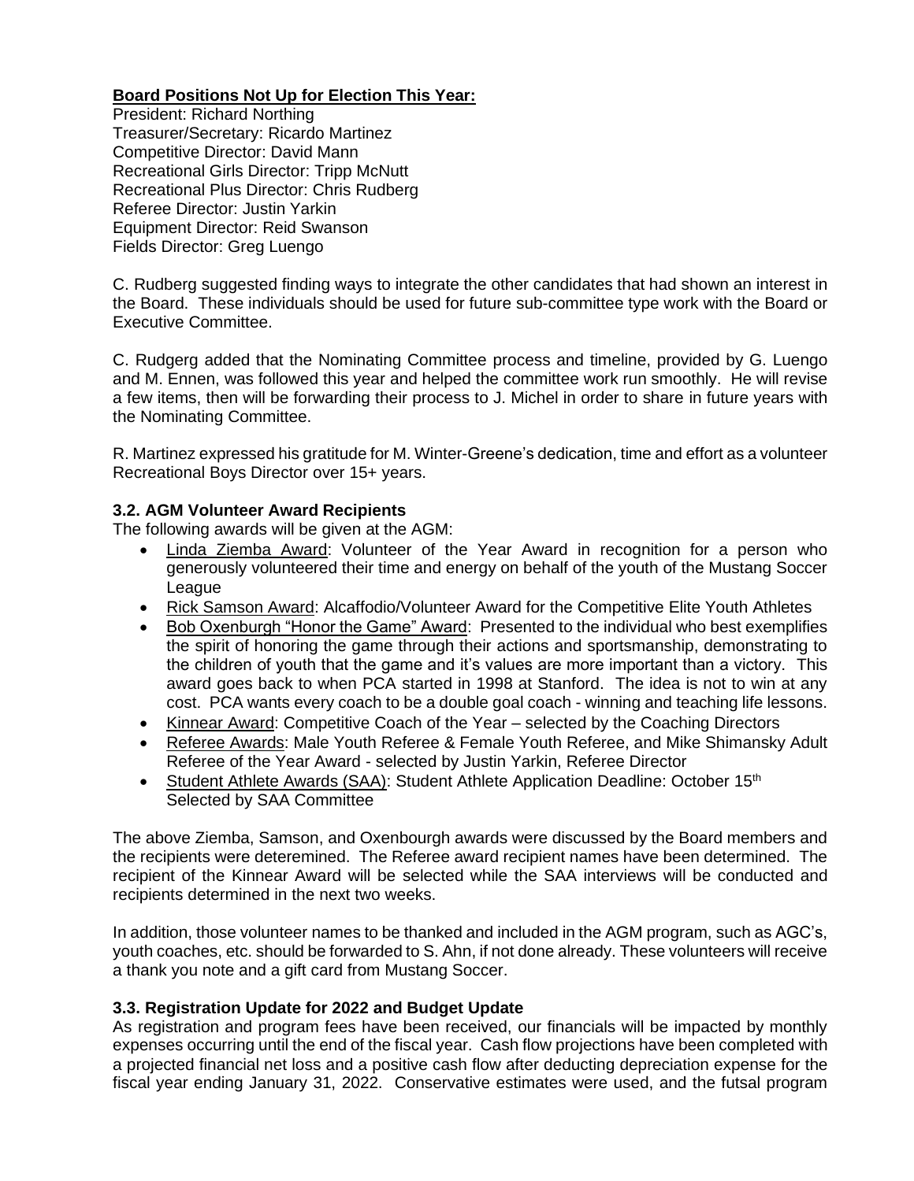**Board Positions Not Up for Election This Year:**
President: Richard Northing
Treasurer/Secretary: Ricardo Martinez
Competitive Director: David Mann
Recreational Girls Director: Tripp McNutt
Recreational Plus Director: Chris Rudberg
Referee Director: Justin Yarkin
Equipment Director: Reid Swanson
Fields Director: Greg Luengo

C. Rudberg suggested finding ways to integrate the other candidates that had shown an interest in the Board. These individuals should be used for future sub-committee type work with the Board or Executive Committee.

C. Rudgerg added that the Nominating Committee process and timeline, provided by G. Luengo and M. Ennen, was followed this year and helped the committee work run smoothly. He will revise a few items, then will be forwarding their process to J. Michel in order to share in future years with the Nominating Committee.

R. Martinez expressed his gratitude for M. Winter-Greene's dedication, time and effort as a volunteer Recreational Boys Director over 15+ years.

### 3.2. AGM Volunteer Award Recipients

The following awards will be given at the AGM:

- Linda Ziemba Award: Volunteer of the Year Award in recognition for a person who generously volunteered their time and energy on behalf of the youth of the Mustang Soccer League
- Rick Samson Award: Alcaffodio/Volunteer Award for the Competitive Elite Youth Athletes
- Bob Oxenburgh "Honor the Game" Award: Presented to the individual who best exemplifies the spirit of honoring the game through their actions and sportsmanship, demonstrating to the children of youth that the game and it's values are more important than a victory. This award goes back to when PCA started in 1998 at Stanford. The idea is not to win at any cost. PCA wants every coach to be a double goal coach - winning and teaching life lessons.
- Kinnear Award: Competitive Coach of the Year – selected by the Coaching Directors
- Referee Awards: Male Youth Referee & Female Youth Referee, and Mike Shimansky Adult Referee of the Year Award - selected by Justin Yarkin, Referee Director
- Student Athlete Awards (SAA): Student Athlete Application Deadline: October 15th Selected by SAA Committee

The above Ziemba, Samson, and Oxenbourgh awards were discussed by the Board members and the recipients were deteremined. The Referee award recipient names have been determined. The recipient of the Kinnear Award will be selected while the SAA interviews will be conducted and recipients determined in the next two weeks.

In addition, those volunteer names to be thanked and included in the AGM program, such as AGC's, youth coaches, etc. should be forwarded to S. Ahn, if not done already. These volunteers will receive a thank you note and a gift card from Mustang Soccer.

### 3.3. Registration Update for 2022 and Budget Update

As registration and program fees have been received, our financials will be impacted by monthly expenses occurring until the end of the fiscal year. Cash flow projections have been completed with a projected financial net loss and a positive cash flow after deducting depreciation expense for the fiscal year ending January 31, 2022. Conservative estimates were used, and the futsal program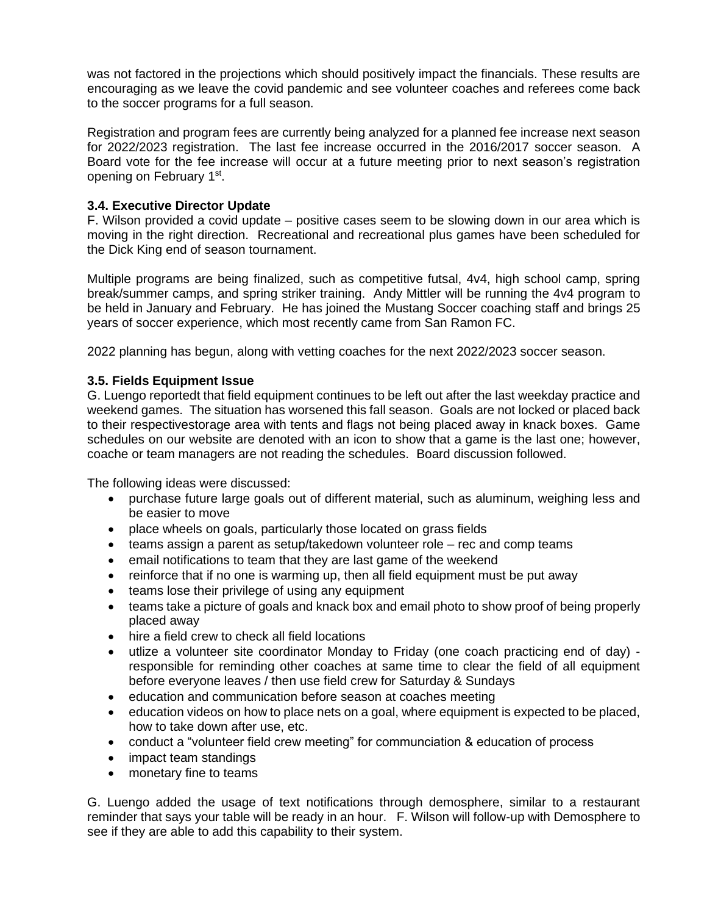was not factored in the projections which should positively impact the financials. These results are encouraging as we leave the covid pandemic and see volunteer coaches and referees come back to the soccer programs for a full season.

Registration and program fees are currently being analyzed for a planned fee increase next season for 2022/2023 registration. The last fee increase occurred in the 2016/2017 soccer season. A Board vote for the fee increase will occur at a future meeting prior to next season's registration opening on February 1st.

### 3.4. Executive Director Update

F. Wilson provided a covid update – positive cases seem to be slowing down in our area which is moving in the right direction. Recreational and recreational plus games have been scheduled for the Dick King end of season tournament.

Multiple programs are being finalized, such as competitive futsal, 4v4, high school camp, spring break/summer camps, and spring striker training. Andy Mittler will be running the 4v4 program to be held in January and February. He has joined the Mustang Soccer coaching staff and brings 25 years of soccer experience, which most recently came from San Ramon FC.

2022 planning has begun, along with vetting coaches for the next 2022/2023 soccer season.

### 3.5. Fields Equipment Issue

G. Luengo reportedt that field equipment continues to be left out after the last weekday practice and weekend games. The situation has worsened this fall season. Goals are not locked or placed back to their respectivestorage area with tents and flags not being placed away in knack boxes. Game schedules on our website are denoted with an icon to show that a game is the last one; however, coache or team managers are not reading the schedules. Board discussion followed.

The following ideas were discussed:

- purchase future large goals out of different material, such as aluminum, weighing less and be easier to move
- place wheels on goals, particularly those located on grass fields
- teams assign a parent as setup/takedown volunteer role – rec and comp teams
- email notifications to team that they are last game of the weekend
- reinforce that if no one is warming up, then all field equipment must be put away
- teams lose their privilege of using any equipment
- teams take a picture of goals and knack box and email photo to show proof of being properly placed away
- hire a field crew to check all field locations
- utlize a volunteer site coordinator Monday to Friday (one coach practicing end of day) - responsible for reminding other coaches at same time to clear the field of all equipment before everyone leaves / then use field crew for Saturday & Sundays
- education and communication before season at coaches meeting
- education videos on how to place nets on a goal, where equipment is expected to be placed, how to take down after use, etc.
- conduct a "volunteer field crew meeting" for communciation & education of process
- impact team standings
- monetary fine to teams

G. Luengo added the usage of text notifications through demosphere, similar to a restaurant reminder that says your table will be ready in an hour. F. Wilson will follow-up with Demosphere to see if they are able to add this capability to their system.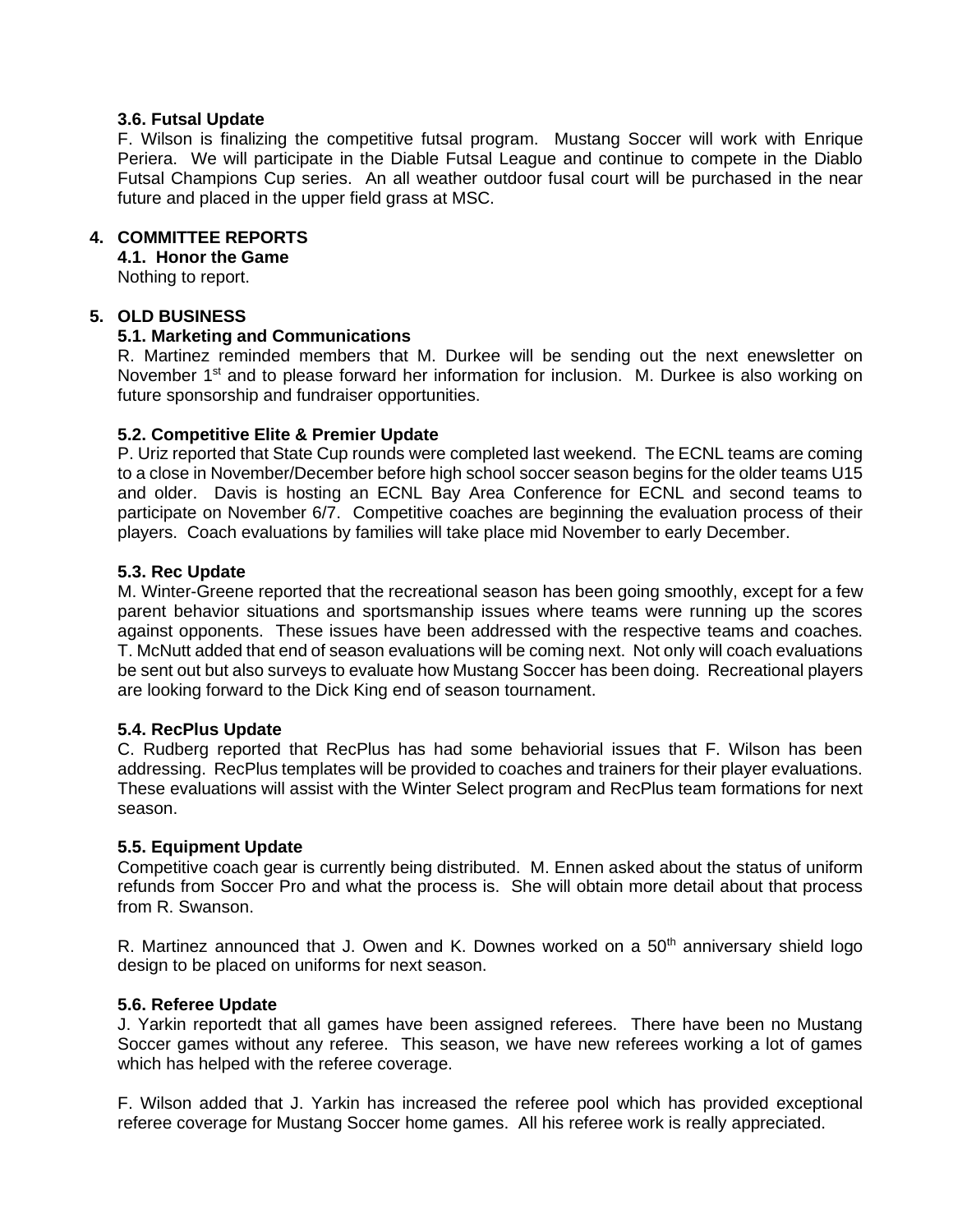### 3.6. Futsal Update

F. Wilson is finalizing the competitive futsal program. Mustang Soccer will work with Enrique Periera. We will participate in the Diable Futsal League and continue to compete in the Diablo Futsal Champions Cup series. An all weather outdoor fusal court will be purchased in the near future and placed in the upper field grass at MSC.

## 4. COMMITTEE REPORTS

### 4.1. Honor the Game

Nothing to report.

## 5. OLD BUSINESS

### 5.1. Marketing and Communications

R. Martinez reminded members that M. Durkee will be sending out the next enewsletter on November 1st and to please forward her information for inclusion. M. Durkee is also working on future sponsorship and fundraiser opportunities.

### 5.2. Competitive Elite & Premier Update

P. Uriz reported that State Cup rounds were completed last weekend. The ECNL teams are coming to a close in November/December before high school soccer season begins for the older teams U15 and older. Davis is hosting an ECNL Bay Area Conference for ECNL and second teams to participate on November 6/7. Competitive coaches are beginning the evaluation process of their players. Coach evaluations by families will take place mid November to early December.

### 5.3. Rec Update

M. Winter-Greene reported that the recreational season has been going smoothly, except for a few parent behavior situations and sportsmanship issues where teams were running up the scores against opponents. These issues have been addressed with the respective teams and coaches. T. McNutt added that end of season evaluations will be coming next. Not only will coach evaluations be sent out but also surveys to evaluate how Mustang Soccer has been doing. Recreational players are looking forward to the Dick King end of season tournament.

### 5.4. RecPlus Update

C. Rudberg reported that RecPlus has had some behaviorial issues that F. Wilson has been addressing. RecPlus templates will be provided to coaches and trainers for their player evaluations. These evaluations will assist with the Winter Select program and RecPlus team formations for next season.

### 5.5. Equipment Update

Competitive coach gear is currently being distributed. M. Ennen asked about the status of uniform refunds from Soccer Pro and what the process is. She will obtain more detail about that process from R. Swanson.

R. Martinez announced that J. Owen and K. Downes worked on a 50th anniversary shield logo design to be placed on uniforms for next season.

### 5.6. Referee Update

J. Yarkin reportedt that all games have been assigned referees. There have been no Mustang Soccer games without any referee. This season, we have new referees working a lot of games which has helped with the referee coverage.

F. Wilson added that J. Yarkin has increased the referee pool which has provided exceptional referee coverage for Mustang Soccer home games. All his referee work is really appreciated.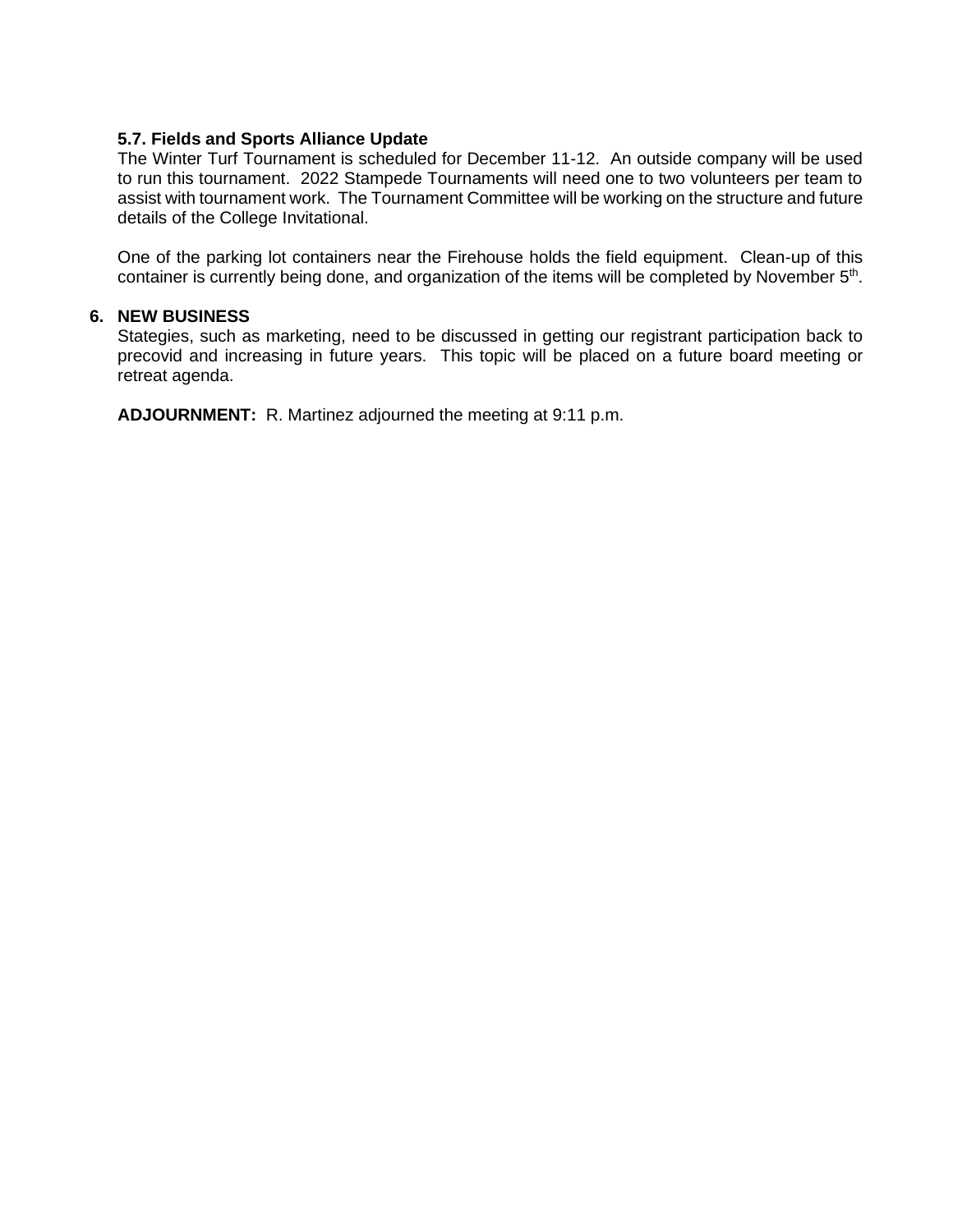### 5.7. Fields and Sports Alliance Update

The Winter Turf Tournament is scheduled for December 11-12. An outside company will be used to run this tournament. 2022 Stampede Tournaments will need one to two volunteers per team to assist with tournament work. The Tournament Committee will be working on the structure and future details of the College Invitational.

One of the parking lot containers near the Firehouse holds the field equipment. Clean-up of this container is currently being done, and organization of the items will be completed by November 5th.

## 6. NEW BUSINESS

Stategies, such as marketing, need to be discussed in getting our registrant participation back to precovid and increasing in future years. This topic will be placed on a future board meeting or retreat agenda.

**ADJOURNMENT:** R. Martinez adjourned the meeting at 9:11 p.m.